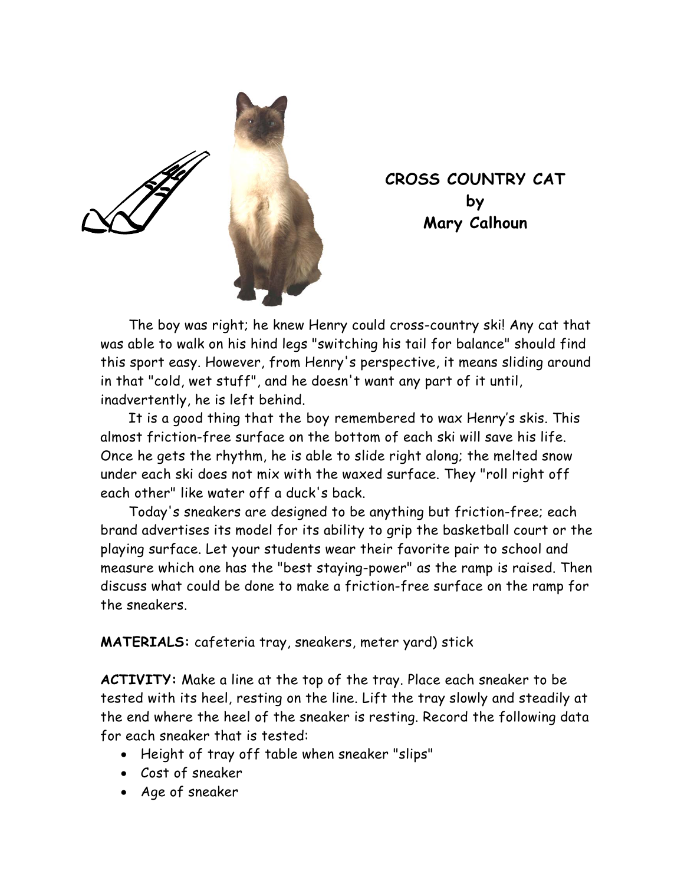# CROSS COUNTRY CAT
## by
## Mary Calhoun

The boy was right; he knew Henry could cross-country ski! Any cat that was able to walk on his hind legs "switching his tail for balance" should find this sport easy. However, from Henry's perspective, it means sliding around in that "cold, wet stuff", and he doesn't want any part of it until, inadvertently, he is left behind.

It is a good thing that the boy remembered to wax Henry's skis. This almost friction-free surface on the bottom of each ski will save his life. Once he gets the rhythm, he is able to slide right along; the melted snow under each ski does not mix with the waxed surface. They "roll right off each other" like water off a duck's back.

Today's sneakers are designed to be anything but friction-free; each brand advertises its model for its ability to grip the basketball court or the playing surface. Let your students wear their favorite pair to school and measure which one has the "best staying-power" as the ramp is raised. Then discuss what could be done to make a friction-free surface on the ramp for the sneakers.

**MATERIALS:** cafeteria tray, sneakers, meter yard) stick

**ACTIVITY:** Make a line at the top of the tray. Place each sneaker to be tested with its heel, resting on the line. Lift the tray slowly and steadily at the end where the heel of the sneaker is resting. Record the following data for each sneaker that is tested:

- Height of tray off table when sneaker "slips"
- Cost of sneaker
- Age of sneaker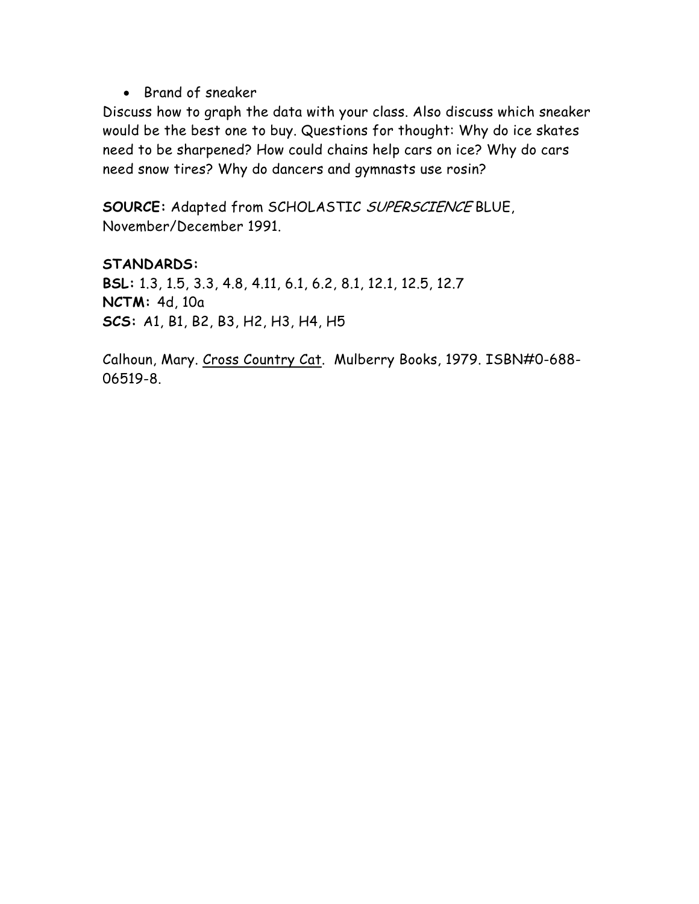- Brand of sneaker

Discuss how to graph the data with your class. Also discuss which sneaker would be the best one to buy. Questions for thought: Why do ice skates need to be sharpened? How could chains help cars on ice? Why do cars need snow tires? Why do dancers and gymnasts use rosin?

**SOURCE:** Adapted from SCHOLASTIC *SUPERSCIENCE* BLUE, November/December 1991.

**STANDARDS:**
**BSL:** 1.3, 1.5, 3.3, 4.8, 4.11, 6.1, 6.2, 8.1, 12.1, 12.5, 12.7
**NCTM:** 4d, 10a
**SCS:** A1, B1, B2, B3, H2, H3, H4, H5

Calhoun, Mary. Cross Country Cat. Mulberry Books, 1979. ISBN#0-688-06519-8.